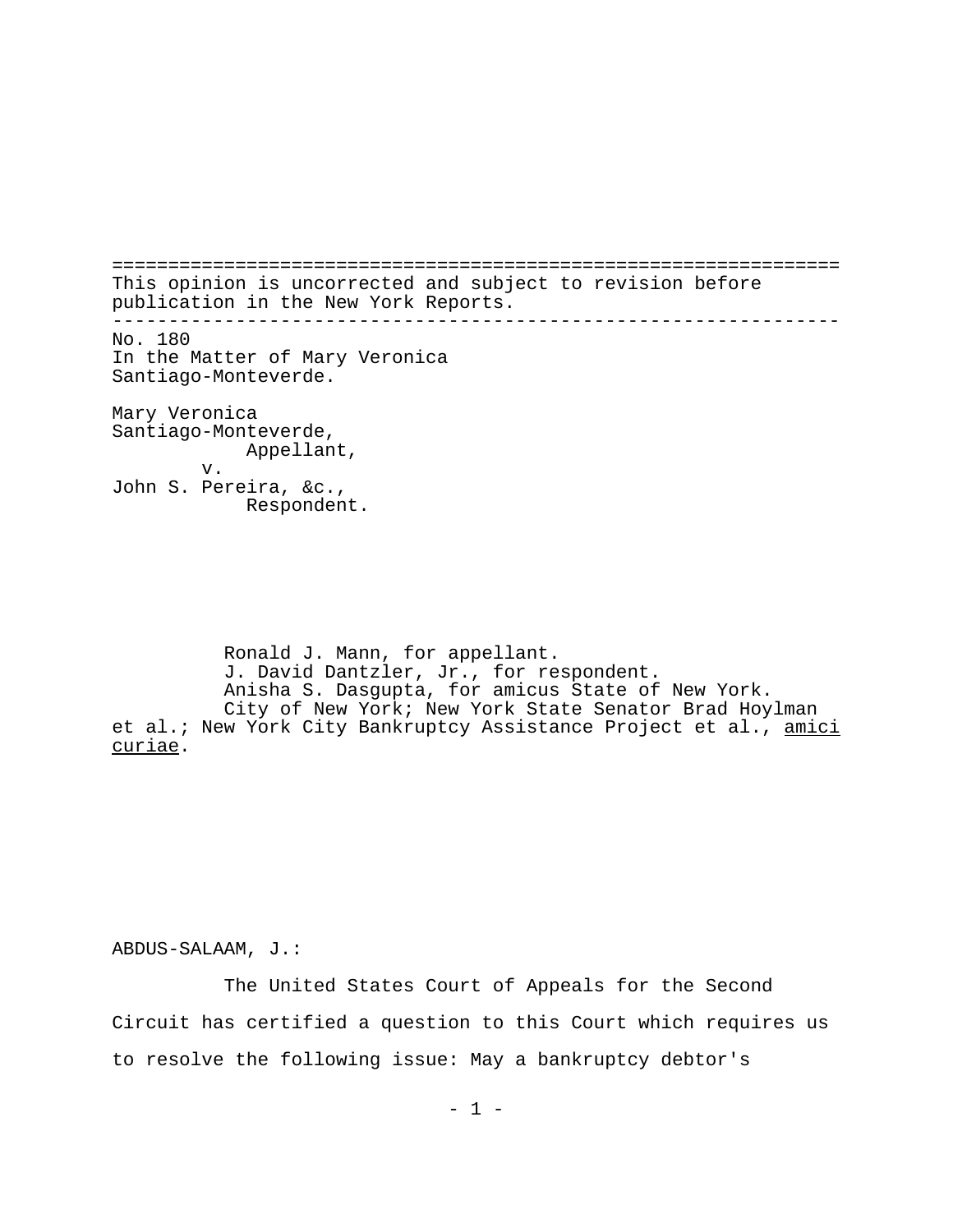This opinion is uncorrected and subject to revision before publication in the New York Reports.

---

No. 180
In the Matter of Mary Veronica Santiago-Monteverde.

Mary Veronica Santiago-Monteverde,
Appellant,
v.
John S. Pereira, &c.,
Respondent.

Ronald J. Mann, for appellant.
J. David Dantzler, Jr., for respondent.
Anisha S. Dasgupta, for amicus State of New York.
City of New York; New York State Senator Brad Hoylman et al.; New York City Bankruptcy Assistance Project et al., *amici curiae*.

ABDUS-SALAAM, J.:

The United States Court of Appeals for the Second Circuit has certified a question to this Court which requires us to resolve the following issue: May a bankruptcy debtor's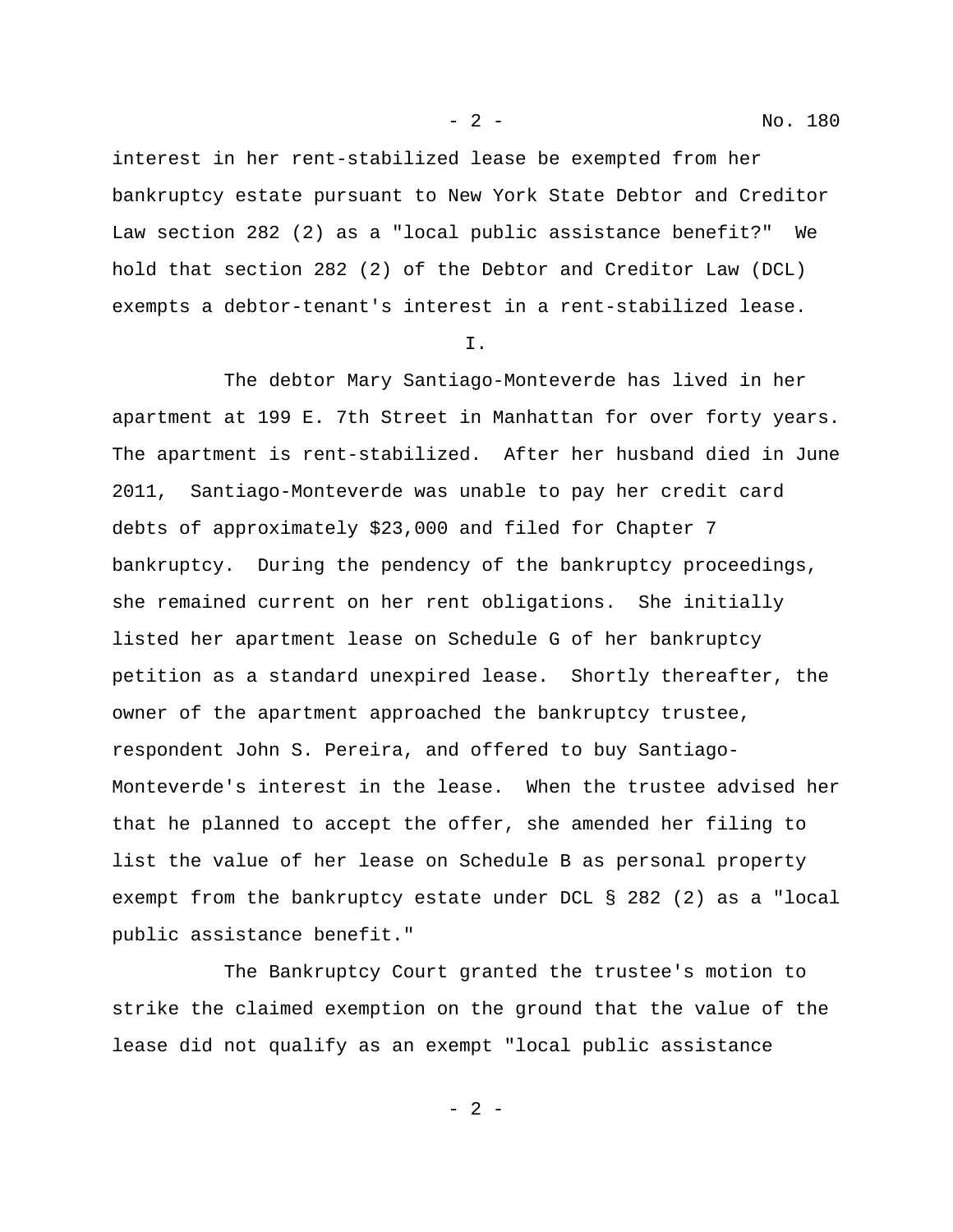interest in her rent-stabilized lease be exempted from her bankruptcy estate pursuant to New York State Debtor and Creditor Law section 282 (2) as a "local public assistance benefit?" We hold that section 282 (2) of the Debtor and Creditor Law (DCL) exempts a debtor-tenant's interest in a rent-stabilized lease.

I.

The debtor Mary Santiago-Monteverde has lived in her apartment at 199 E. 7th Street in Manhattan for over forty years. The apartment is rent-stabilized. After her husband died in June 2011, Santiago-Monteverde was unable to pay her credit card debts of approximately $23,000 and filed for Chapter 7 bankruptcy. During the pendency of the bankruptcy proceedings, she remained current on her rent obligations. She initially listed her apartment lease on Schedule G of her bankruptcy petition as a standard unexpired lease. Shortly thereafter, the owner of the apartment approached the bankruptcy trustee, respondent John S. Pereira, and offered to buy Santiago-Monteverde's interest in the lease. When the trustee advised her that he planned to accept the offer, she amended her filing to list the value of her lease on Schedule B as personal property exempt from the bankruptcy estate under DCL § 282 (2) as a "local public assistance benefit."

The Bankruptcy Court granted the trustee's motion to strike the claimed exemption on the ground that the value of the lease did not qualify as an exempt "local public assistance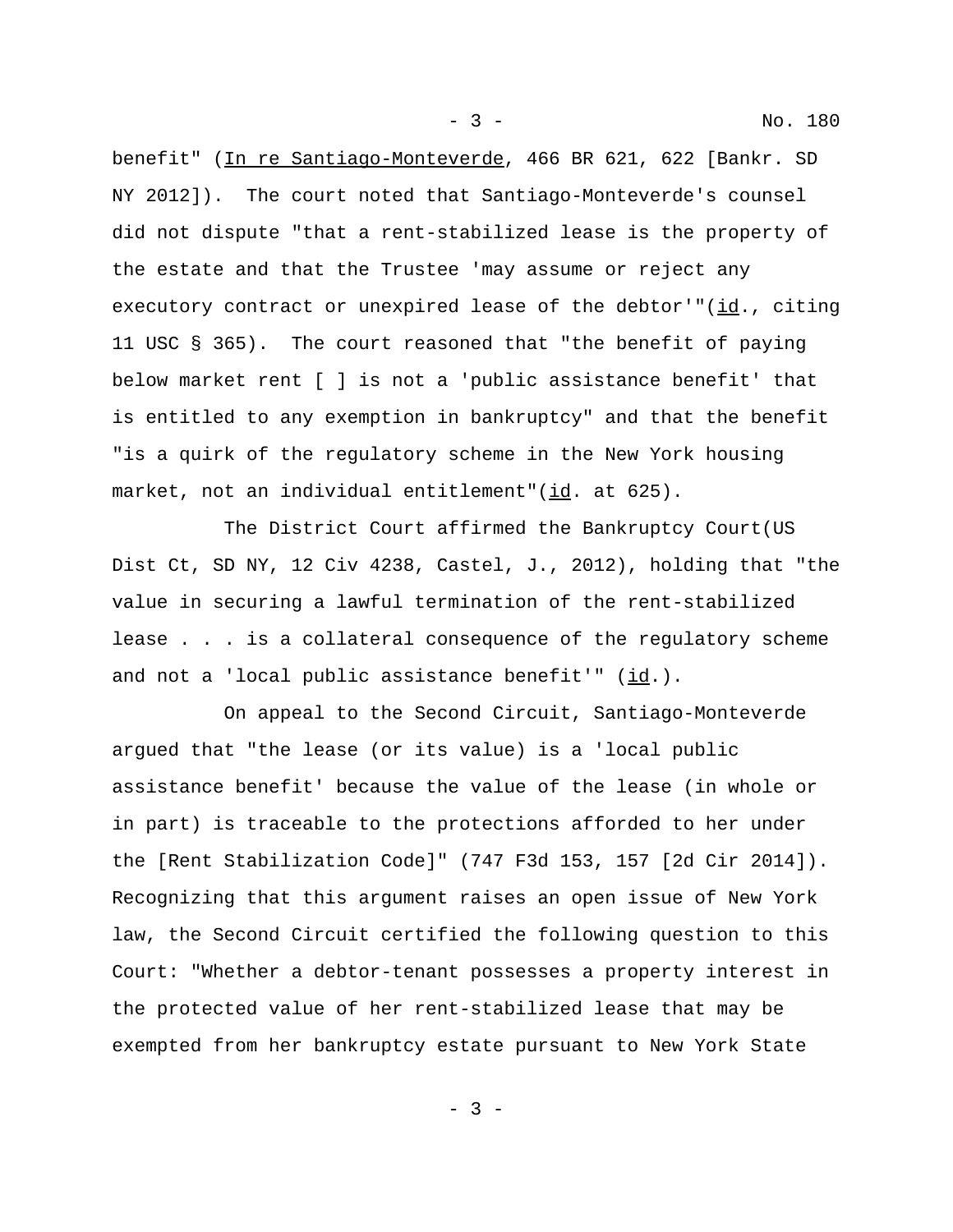benefit" (In re Santiago-Monteverde, 466 BR 621, 622 [Bankr. SD NY 2012]). The court noted that Santiago-Monteverde's counsel did not dispute "that a rent-stabilized lease is the property of the estate and that the Trustee 'may assume or reject any executory contract or unexpired lease of the debtor'"(id., citing 11 USC § 365). The court reasoned that "the benefit of paying below market rent [ ] is not a 'public assistance benefit' that is entitled to any exemption in bankruptcy" and that the benefit "is a quirk of the regulatory scheme in the New York housing market, not an individual entitlement"(id. at 625).

The District Court affirmed the Bankruptcy Court(US Dist Ct, SD NY, 12 Civ 4238, Castel, J., 2012), holding that "the value in securing a lawful termination of the rent-stabilized lease . . . is a collateral consequence of the regulatory scheme and not a 'local public assistance benefit'" (id.).

On appeal to the Second Circuit, Santiago-Monteverde argued that "the lease (or its value) is a 'local public assistance benefit' because the value of the lease (in whole or in part) is traceable to the protections afforded to her under the [Rent Stabilization Code]" (747 F3d 153, 157 [2d Cir 2014]). Recognizing that this argument raises an open issue of New York law, the Second Circuit certified the following question to this Court: "Whether a debtor-tenant possesses a property interest in the protected value of her rent-stabilized lease that may be exempted from her bankruptcy estate pursuant to New York State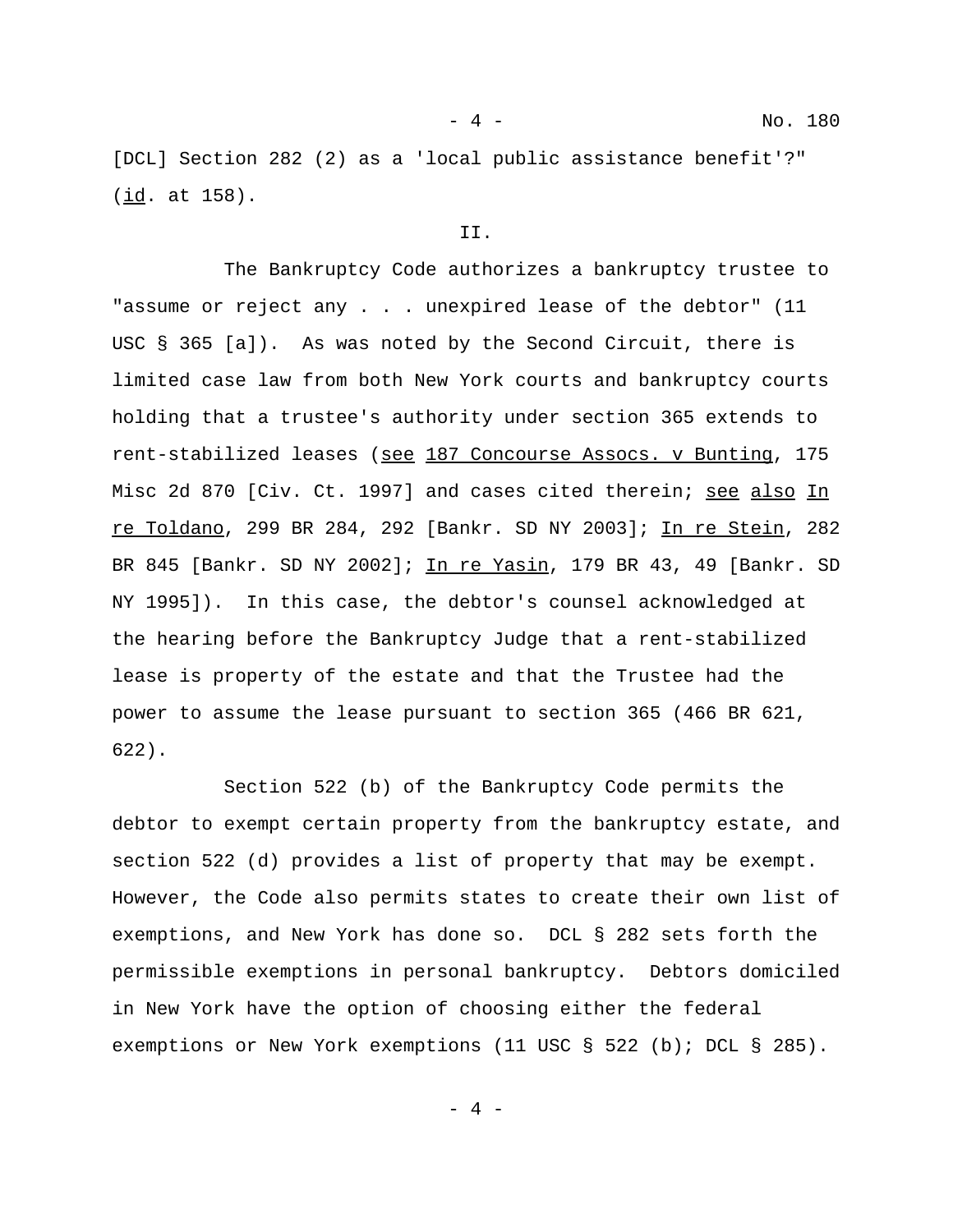[DCL] Section 282 (2) as a 'local public assistance benefit'?" (id. at 158).

II.

The Bankruptcy Code authorizes a bankruptcy trustee to "assume or reject any . . . unexpired lease of the debtor" (11 USC § 365 [a]). As was noted by the Second Circuit, there is limited case law from both New York courts and bankruptcy courts holding that a trustee's authority under section 365 extends to rent-stabilized leases (see 187 Concourse Assocs. v Bunting, 175 Misc 2d 870 [Civ. Ct. 1997] and cases cited therein; see also In re Toldano, 299 BR 284, 292 [Bankr. SD NY 2003]; In re Stein, 282 BR 845 [Bankr. SD NY 2002]; In re Yasin, 179 BR 43, 49 [Bankr. SD NY 1995]). In this case, the debtor's counsel acknowledged at the hearing before the Bankruptcy Judge that a rent-stabilized lease is property of the estate and that the Trustee had the power to assume the lease pursuant to section 365 (466 BR 621, 622).

Section 522 (b) of the Bankruptcy Code permits the debtor to exempt certain property from the bankruptcy estate, and section 522 (d) provides a list of property that may be exempt. However, the Code also permits states to create their own list of exemptions, and New York has done so. DCL § 282 sets forth the permissible exemptions in personal bankruptcy. Debtors domiciled in New York have the option of choosing either the federal exemptions or New York exemptions (11 USC § 522 (b); DCL § 285).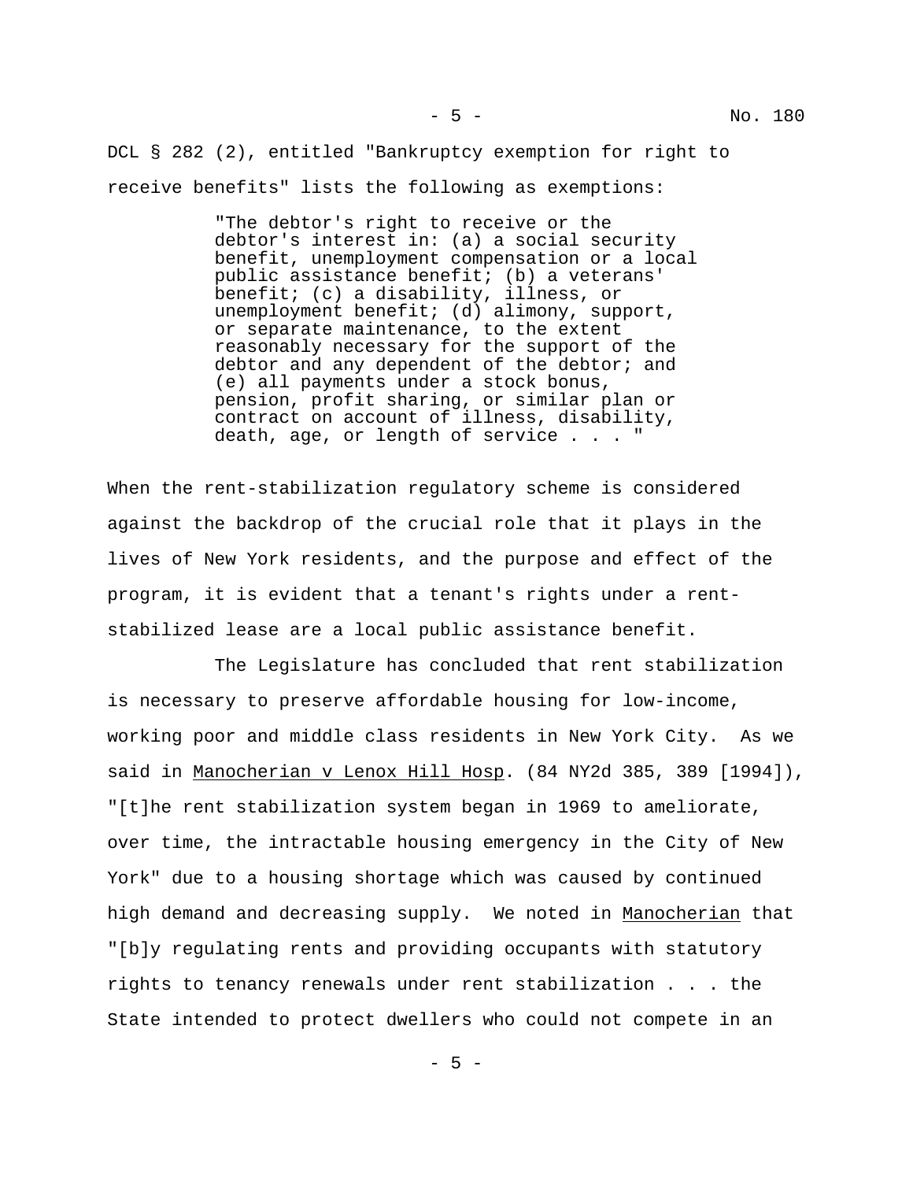DCL § 282 (2), entitled "Bankruptcy exemption for right to receive benefits" lists the following as exemptions:

> "The debtor's right to receive or the debtor's interest in: (a) a social security benefit, unemployment compensation or a local public assistance benefit; (b) a veterans' benefit; (c) a disability, illness, or unemployment benefit; (d) alimony, support, or separate maintenance, to the extent reasonably necessary for the support of the debtor and any dependent of the debtor; and (e) all payments under a stock bonus, pension, profit sharing, or similar plan or contract on account of illness, disability, death, age, or length of service . . . "

When the rent-stabilization regulatory scheme is considered against the backdrop of the crucial role that it plays in the lives of New York residents, and the purpose and effect of the program, it is evident that a tenant's rights under a rent-stabilized lease are a local public assistance benefit.

The Legislature has concluded that rent stabilization is necessary to preserve affordable housing for low-income, working poor and middle class residents in New York City. As we said in Manocherian v Lenox Hill Hosp. (84 NY2d 385, 389 [1994]), "[t]he rent stabilization system began in 1969 to ameliorate, over time, the intractable housing emergency in the City of New York" due to a housing shortage which was caused by continued high demand and decreasing supply. We noted in Manocherian that "[b]y regulating rents and providing occupants with statutory rights to tenancy renewals under rent stabilization . . . the State intended to protect dwellers who could not compete in an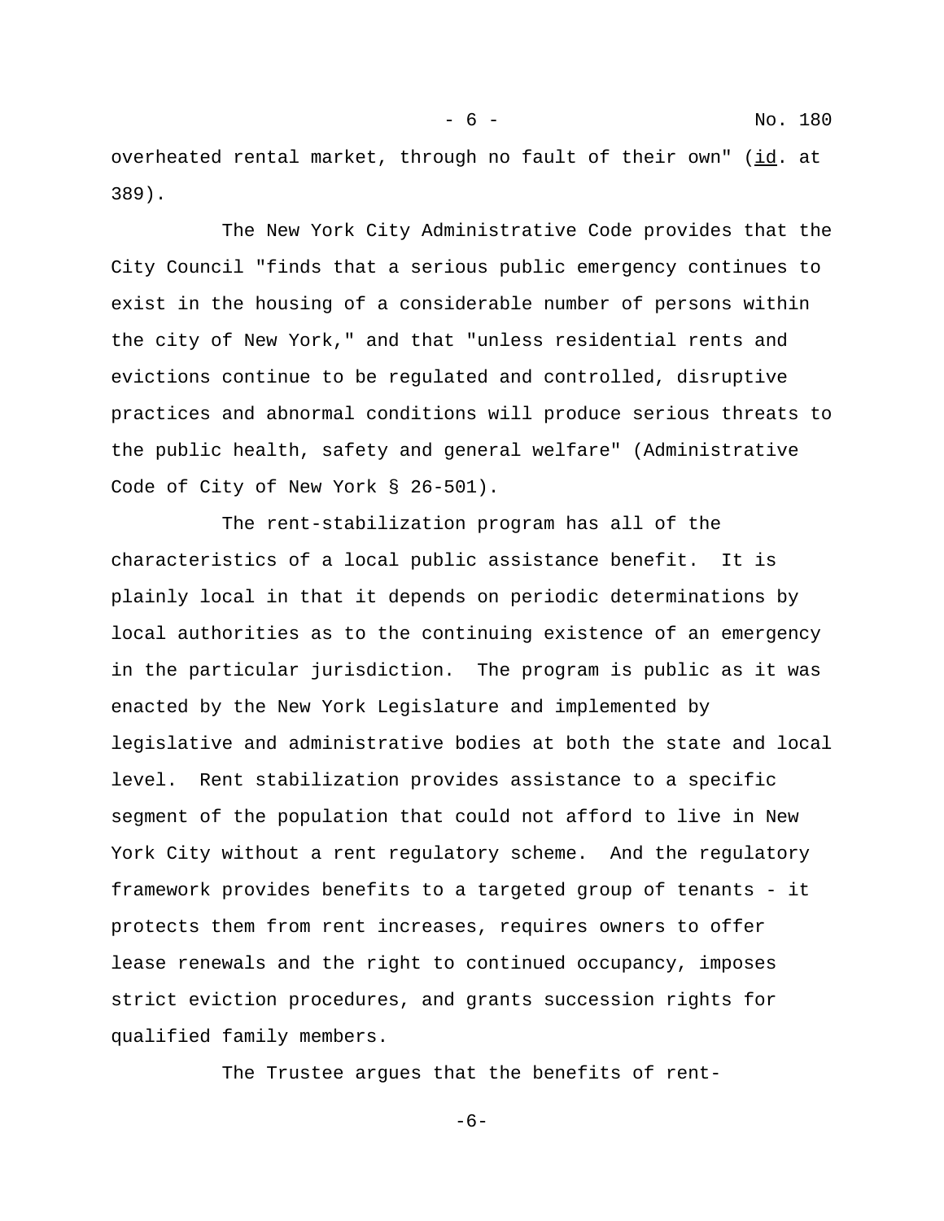overheated rental market, through no fault of their own" (_id_. at 389).

The New York City Administrative Code provides that the City Council "finds that a serious public emergency continues to exist in the housing of a considerable number of persons within the city of New York," and that "unless residential rents and evictions continue to be regulated and controlled, disruptive practices and abnormal conditions will produce serious threats to the public health, safety and general welfare" (Administrative Code of City of New York § 26-501).

The rent-stabilization program has all of the characteristics of a local public assistance benefit. It is plainly local in that it depends on periodic determinations by local authorities as to the continuing existence of an emergency in the particular jurisdiction. The program is public as it was enacted by the New York Legislature and implemented by legislative and administrative bodies at both the state and local level. Rent stabilization provides assistance to a specific segment of the population that could not afford to live in New York City without a rent regulatory scheme. And the regulatory framework provides benefits to a targeted group of tenants - it protects them from rent increases, requires owners to offer lease renewals and the right to continued occupancy, imposes strict eviction procedures, and grants succession rights for qualified family members.

The Trustee argues that the benefits of rent-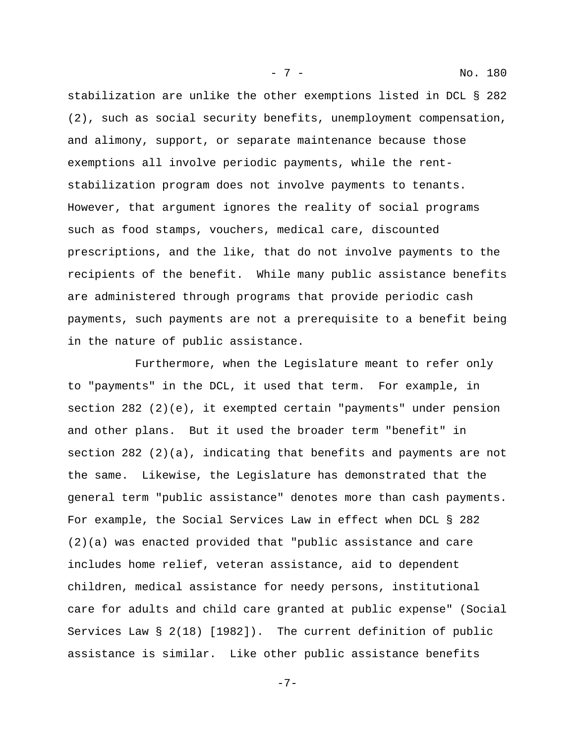stabilization are unlike the other exemptions listed in DCL § 282 (2), such as social security benefits, unemployment compensation, and alimony, support, or separate maintenance because those exemptions all involve periodic payments, while the rent-stabilization program does not involve payments to tenants. However, that argument ignores the reality of social programs such as food stamps, vouchers, medical care, discounted prescriptions, and the like, that do not involve payments to the recipients of the benefit. While many public assistance benefits are administered through programs that provide periodic cash payments, such payments are not a prerequisite to a benefit being in the nature of public assistance.

Furthermore, when the Legislature meant to refer only to "payments" in the DCL, it used that term. For example, in section 282 (2)(e), it exempted certain "payments" under pension and other plans. But it used the broader term "benefit" in section 282 (2)(a), indicating that benefits and payments are not the same. Likewise, the Legislature has demonstrated that the general term "public assistance" denotes more than cash payments. For example, the Social Services Law in effect when DCL § 282 (2)(a) was enacted provided that "public assistance and care includes home relief, veteran assistance, aid to dependent children, medical assistance for needy persons, institutional care for adults and child care granted at public expense" (Social Services Law § 2(18) [1982]). The current definition of public assistance is similar. Like other public assistance benefits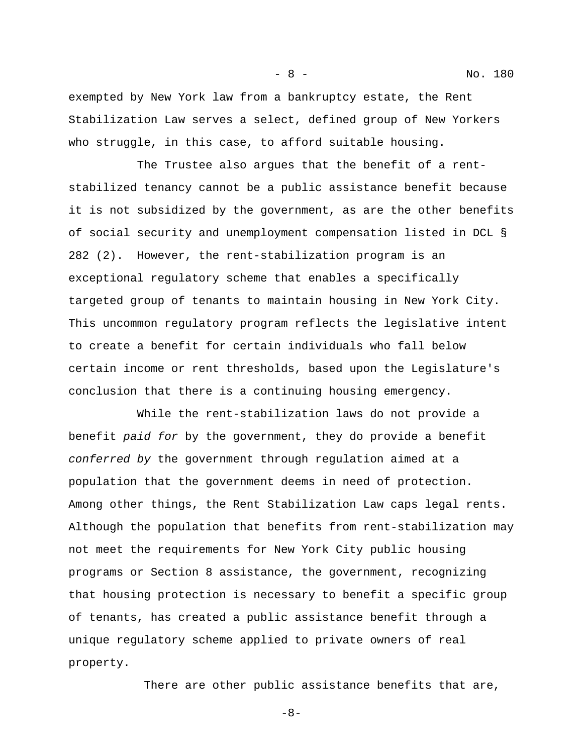exempted by New York law from a bankruptcy estate, the Rent Stabilization Law serves a select, defined group of New Yorkers who struggle, in this case, to afford suitable housing.

The Trustee also argues that the benefit of a rent-stabilized tenancy cannot be a public assistance benefit because it is not subsidized by the government, as are the other benefits of social security and unemployment compensation listed in DCL § 282 (2). However, the rent-stabilization program is an exceptional regulatory scheme that enables a specifically targeted group of tenants to maintain housing in New York City. This uncommon regulatory program reflects the legislative intent to create a benefit for certain individuals who fall below certain income or rent thresholds, based upon the Legislature's conclusion that there is a continuing housing emergency.

While the rent-stabilization laws do not provide a benefit *paid for* by the government, they do provide a benefit *conferred by* the government through regulation aimed at a population that the government deems in need of protection. Among other things, the Rent Stabilization Law caps legal rents. Although the population that benefits from rent-stabilization may not meet the requirements for New York City public housing programs or Section 8 assistance, the government, recognizing that housing protection is necessary to benefit a specific group of tenants, has created a public assistance benefit through a unique regulatory scheme applied to private owners of real property.

There are other public assistance benefits that are,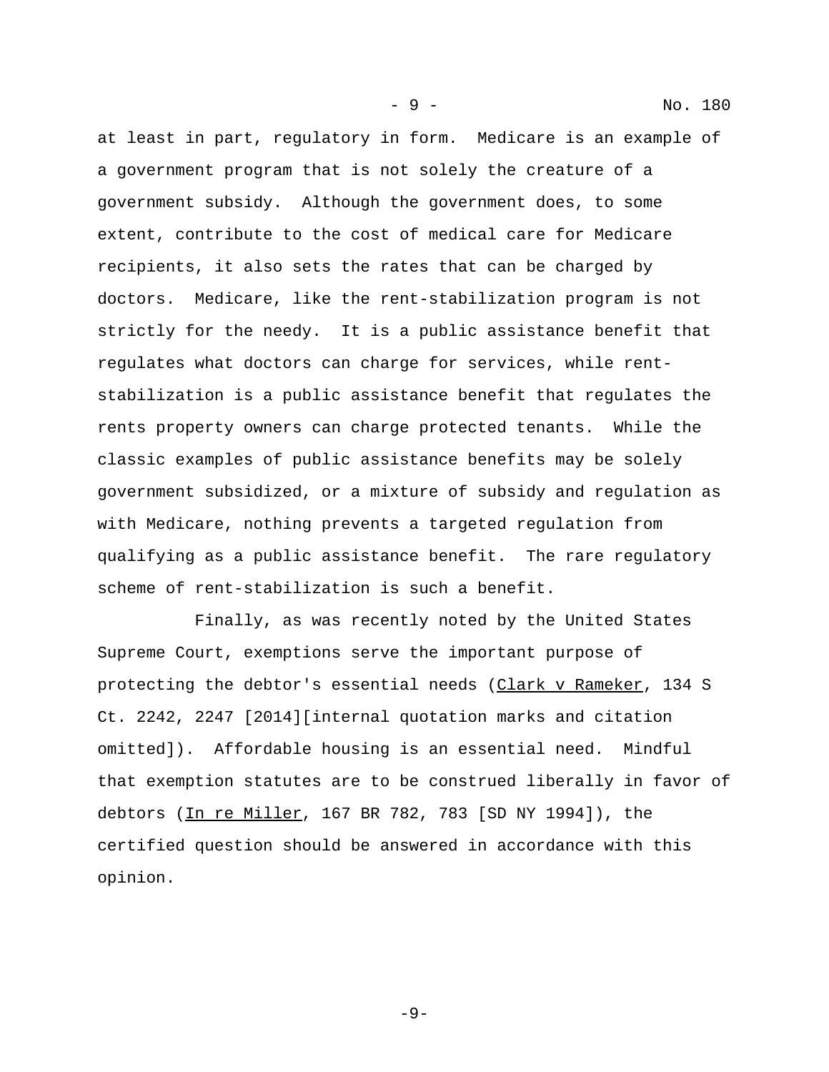at least in part, regulatory in form. Medicare is an example of a government program that is not solely the creature of a government subsidy. Although the government does, to some extent, contribute to the cost of medical care for Medicare recipients, it also sets the rates that can be charged by doctors. Medicare, like the rent-stabilization program is not strictly for the needy. It is a public assistance benefit that regulates what doctors can charge for services, while rent-stabilization is a public assistance benefit that regulates the rents property owners can charge protected tenants. While the classic examples of public assistance benefits may be solely government subsidized, or a mixture of subsidy and regulation as with Medicare, nothing prevents a targeted regulation from qualifying as a public assistance benefit. The rare regulatory scheme of rent-stabilization is such a benefit.

Finally, as was recently noted by the United States Supreme Court, exemptions serve the important purpose of protecting the debtor's essential needs (Clark v Rameker, 134 S Ct. 2242, 2247 [2014][internal quotation marks and citation omitted]). Affordable housing is an essential need. Mindful that exemption statutes are to be construed liberally in favor of debtors (In re Miller, 167 BR 782, 783 [SD NY 1994]), the certified question should be answered in accordance with this opinion.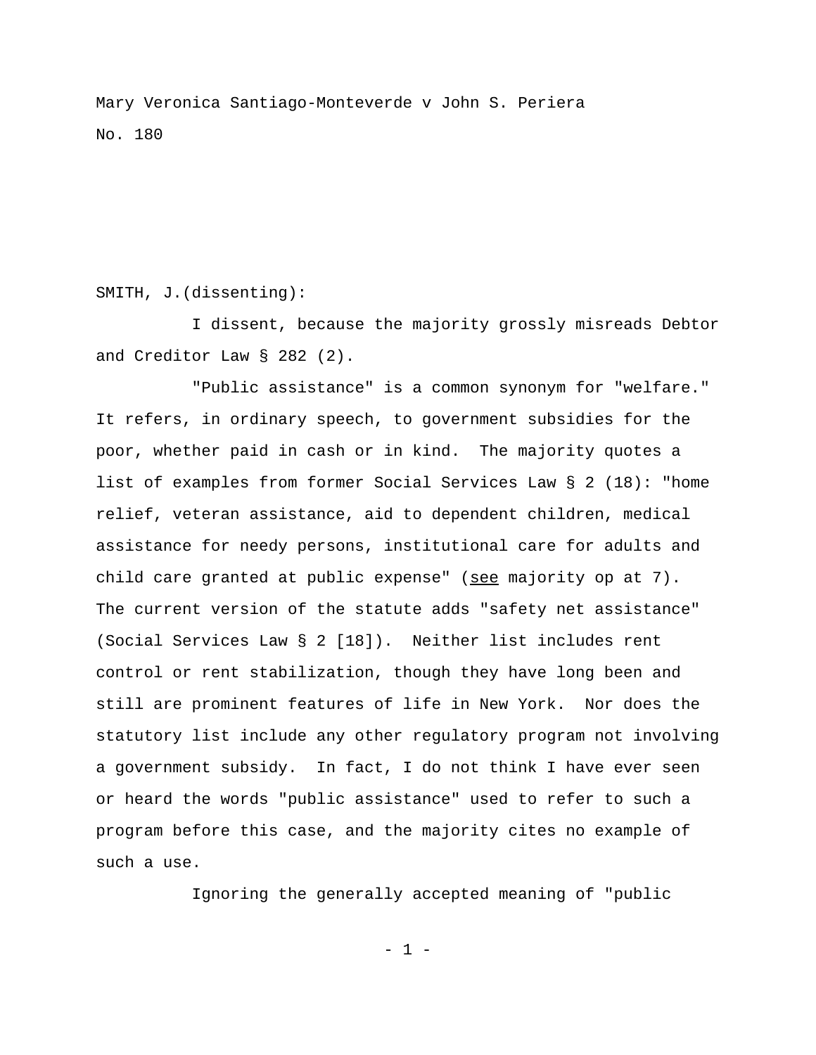Mary Veronica Santiago-Monteverde v John S. Periera

No. 180

SMITH, J.(dissenting):

I dissent, because the majority grossly misreads Debtor and Creditor Law § 282 (2).

"Public assistance" is a common synonym for "welfare." It refers, in ordinary speech, to government subsidies for the poor, whether paid in cash or in kind. The majority quotes a list of examples from former Social Services Law § 2 (18): "home relief, veteran assistance, aid to dependent children, medical assistance for needy persons, institutional care for adults and child care granted at public expense" (see majority op at 7). The current version of the statute adds "safety net assistance" (Social Services Law § 2 [18]). Neither list includes rent control or rent stabilization, though they have long been and still are prominent features of life in New York. Nor does the statutory list include any other regulatory program not involving a government subsidy. In fact, I do not think I have ever seen or heard the words "public assistance" used to refer to such a program before this case, and the majority cites no example of such a use.

Ignoring the generally accepted meaning of "public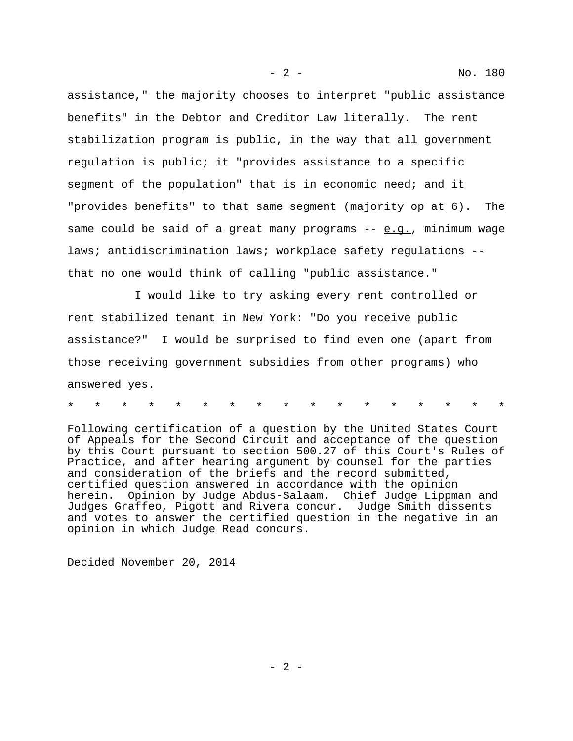assistance," the majority chooses to interpret "public assistance benefits" in the Debtor and Creditor Law literally. The rent stabilization program is public, in the way that all government regulation is public; it "provides assistance to a specific segment of the population" that is in economic need; and it "provides benefits" to that same segment (majority op at 6). The same could be said of a great many programs -- e.g., minimum wage laws; antidiscrimination laws; workplace safety regulations -- that no one would think of calling "public assistance."

I would like to try asking every rent controlled or rent stabilized tenant in New York: "Do you receive public assistance?" I would be surprised to find even one (apart from those receiving government subsidies from other programs) who answered yes.

\* \* \* \* \* \* \* \* \* \* \* \* \* \* \* \* \*

Following certification of a question by the United States Court of Appeals for the Second Circuit and acceptance of the question by this Court pursuant to section 500.27 of this Court's Rules of Practice, and after hearing argument by counsel for the parties and consideration of the briefs and the record submitted, certified question answered in accordance with the opinion herein. Opinion by Judge Abdus-Salaam. Chief Judge Lippman and Judges Graffeo, Pigott and Rivera concur. Judge Smith dissents and votes to answer the certified question in the negative in an opinion in which Judge Read concurs.

Decided November 20, 2014